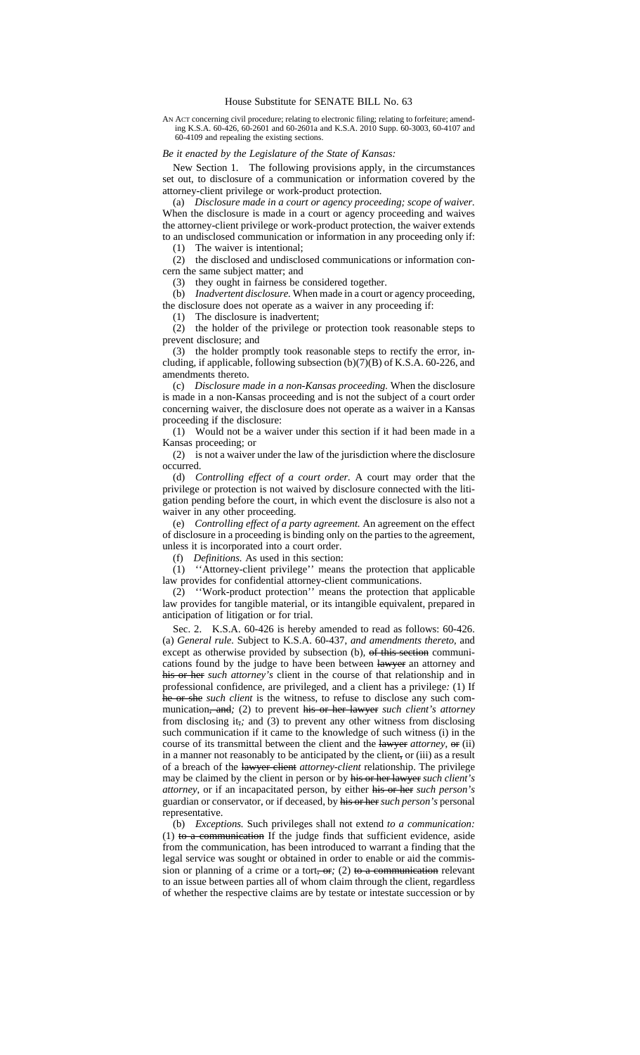# House Substitute for SENATE BILL No. 63

AN ACT concerning civil procedure; relating to electronic filing; relating to forfeiture; amending K.S.A. 60-426, 60-2601 and 60-2601a and K.S.A. 2010 Supp. 60-3003, 60-4107 and 60-4109 and repealing the existing sections.

*Be it enacted by the Legislature of the State of Kansas:*

New Section 1. The following provisions apply, in the circumstances set out, to disclosure of a communication or information covered by the attorney-client privilege or work-product protection.

(a) *Disclosure made in a court or agency proceeding; scope of waiver.* When the disclosure is made in a court or agency proceeding and waives the attorney-client privilege or work-product protection, the waiver extends to an undisclosed communication or information in any proceeding only if:

(1) The waiver is intentional;

(2) the disclosed and undisclosed communications or information concern the same subject matter; and

(3) they ought in fairness be considered together.

(b) *Inadvertent disclosure.* When made in a court or agency proceeding, the disclosure does not operate as a waiver in any proceeding if:

(1) The disclosure is inadvertent;

(2) the holder of the privilege or protection took reasonable steps to prevent disclosure; and

(3) the holder promptly took reasonable steps to rectify the error, including, if applicable, following subsection (b)(7)(B) of K.S.A. 60-226, and amendments thereto.

(c) *Disclosure made in a non-Kansas proceeding.* When the disclosure is made in a non-Kansas proceeding and is not the subject of a court order concerning waiver, the disclosure does not operate as a waiver in a Kansas proceeding if the disclosure:

(1) Would not be a waiver under this section if it had been made in a Kansas proceeding; or

(2) is not a waiver under the law of the jurisdiction where the disclosure occurred.

(d) *Controlling effect of a court order.* A court may order that the privilege or protection is not waived by disclosure connected with the litigation pending before the court, in which event the disclosure is also not a waiver in any other proceeding.

(e) *Controlling effect of a party agreement.* An agreement on the effect of disclosure in a proceeding is binding only on the parties to the agreement, unless it is incorporated into a court order.

(f) *Definitions.* As used in this section:

(1) ''Attorney-client privilege'' means the protection that applicable law provides for confidential attorney-client communications.

(2) ''Work-product protection'' means the protection that applicable law provides for tangible material, or its intangible equivalent, prepared in anticipation of litigation or for trial.

Sec. 2. K.S.A. 60-426 is hereby amended to read as follows: 60-426. (a) *General rule.* Subject to K.S.A. 60-437*, and amendments thereto,* and except as otherwise provided by subsection (b), ~~of this section~~ communications found by the judge to have been between ~~lawyer~~ an attorney and ~~his or her~~ *such attorney's* client in the course of that relationship and in professional confidence, are privileged, and a client has a privilege*:* (1) If ~~he or she~~ *such client* is the witness, to refuse to disclose any such communication~~, and~~*;* (2) to prevent ~~his or her lawyer~~ *such client's attorney* from disclosing it~~,~~*;* and (3) to prevent any other witness from disclosing such communication if it came to the knowledge of such witness (i) in the course of its transmittal between the client and the ~~lawyer~~ *attorney*, ~~or~~ (ii) in a manner not reasonably to be anticipated by the client~~,~~ or (iii) as a result of a breach of the ~~lawyer-client~~ *attorney-client* relationship. The privilege may be claimed by the client in person or by ~~his or her lawyer~~ *such client's attorney*, or if an incapacitated person, by either ~~his or her~~ *such person's* guardian or conservator, or if deceased, by ~~his or her~~ *such person's* personal representative.

(b) *Exceptions.* Such privileges shall not extend *to a communication:* (1) ~~to a communication~~ If the judge finds that sufficient evidence, aside from the communication, has been introduced to warrant a finding that the legal service was sought or obtained in order to enable or aid the commission or planning of a crime or a tort~~, or~~*;* (2) ~~to a communication~~ relevant to an issue between parties all of whom claim through the client, regardless of whether the respective claims are by testate or intestate succession or by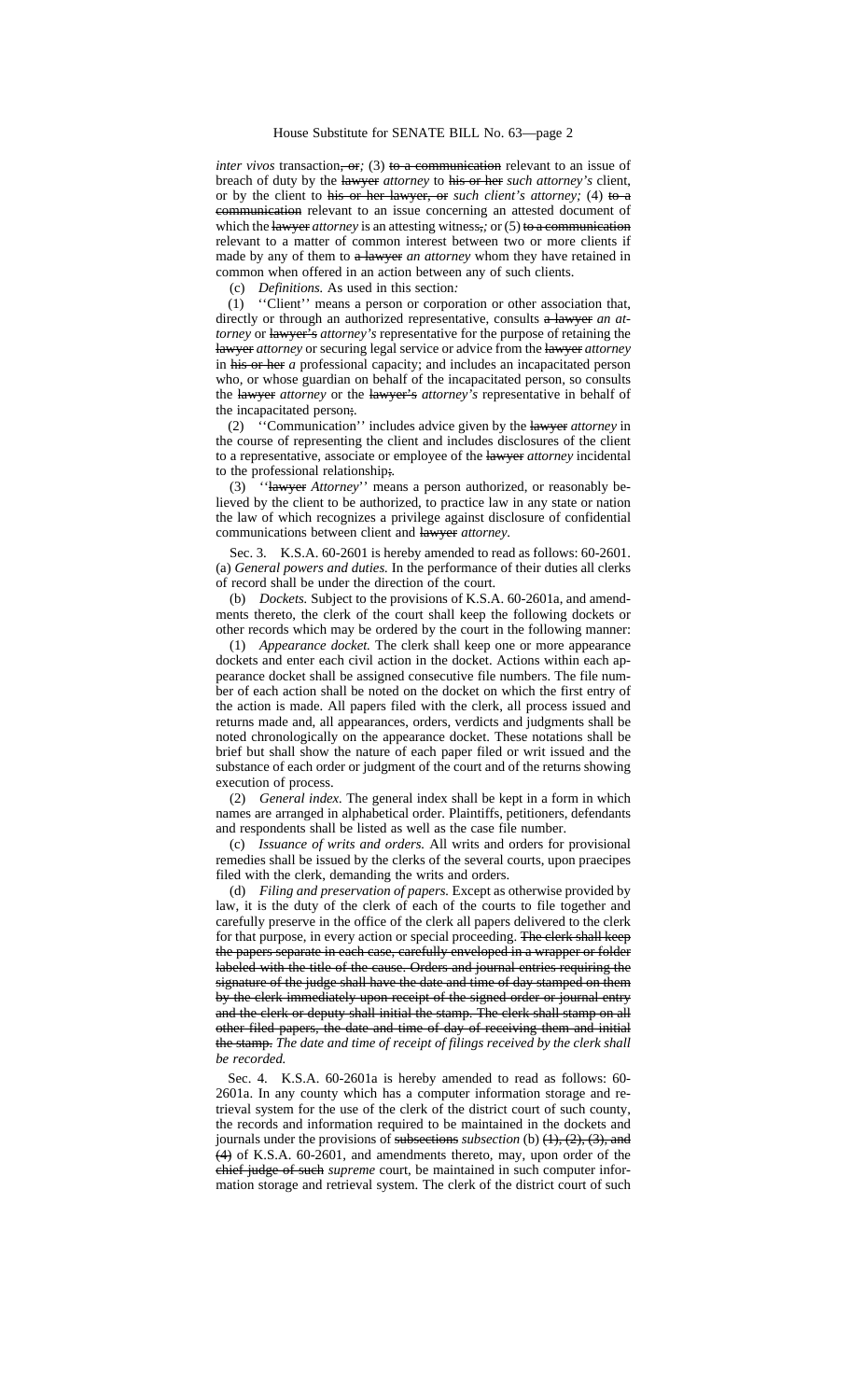*inter vivos* transaction~~, or~~*;* (3) ~~to a communication~~ relevant to an issue of breach of duty by the ~~lawyer~~ *attorney* to ~~his or her~~ *such attorney's* client, or by the client to ~~his or her lawyer, or~~ *such client's attorney;* (4) ~~to a communication~~ relevant to an issue concerning an attested document of which the ~~lawyer~~ *attorney* is an attesting witness~~,~~*;* or (5) ~~to a communication~~ relevant to a matter of common interest between two or more clients if made by any of them to ~~a lawyer~~ *an attorney* whom they have retained in common when offered in an action between any of such clients.

(c) *Definitions.* As used in this section*:*

(1) ''Client'' means a person or corporation or other association that, directly or through an authorized representative, consults ~~a lawyer~~ *an attorney* or ~~lawyer's~~ *attorney's* representative for the purpose of retaining the ~~lawyer~~ *attorney* or securing legal service or advice from the ~~lawyer~~ *attorney* in ~~his or her~~ *a* professional capacity; and includes an incapacitated person who, or whose guardian on behalf of the incapacitated person, so consults the ~~lawyer~~ *attorney* or the ~~lawyer's~~ *attorney's* representative in behalf of the incapacitated person~~;~~*.*

(2) ''Communication'' includes advice given by the ~~lawyer~~ *attorney* in the course of representing the client and includes disclosures of the client to a representative, associate or employee of the ~~lawyer~~ *attorney* incidental to the professional relationship~~;~~*.*

(3) ''~~lawyer~~ *Attorney*'' means a person authorized, or reasonably believed by the client to be authorized, to practice law in any state or nation the law of which recognizes a privilege against disclosure of confidential communications between client and ~~lawyer~~ *attorney.*

Sec. 3. K.S.A. 60-2601 is hereby amended to read as follows: 60-2601. (a) *General powers and duties.* In the performance of their duties all clerks of record shall be under the direction of the court.

(b) *Dockets.* Subject to the provisions of K.S.A. 60-2601a, and amendments thereto, the clerk of the court shall keep the following dockets or other records which may be ordered by the court in the following manner:

(1) *Appearance docket.* The clerk shall keep one or more appearance dockets and enter each civil action in the docket. Actions within each appearance docket shall be assigned consecutive file numbers. The file number of each action shall be noted on the docket on which the first entry of the action is made. All papers filed with the clerk, all process issued and returns made and, all appearances, orders, verdicts and judgments shall be noted chronologically on the appearance docket. These notations shall be brief but shall show the nature of each paper filed or writ issued and the substance of each order or judgment of the court and of the returns showing execution of process.

(2) *General index.* The general index shall be kept in a form in which names are arranged in alphabetical order. Plaintiffs, petitioners, defendants and respondents shall be listed as well as the case file number.

(c) *Issuance of writs and orders.* All writs and orders for provisional remedies shall be issued by the clerks of the several courts, upon praecipes filed with the clerk, demanding the writs and orders.

(d) *Filing and preservation of papers.* Except as otherwise provided by law, it is the duty of the clerk of each of the courts to file together and carefully preserve in the office of the clerk all papers delivered to the clerk for that purpose, in every action or special proceeding. ~~The clerk shall keep the papers separate in each case, carefully enveloped in a wrapper or folder labeled with the title of the cause. Orders and journal entries requiring the signature of the judge shall have the date and time of day stamped on them by the clerk immediately upon receipt of the signed order or journal entry and the clerk or deputy shall initial the stamp. The clerk shall stamp on all other filed papers, the date and time of day of receiving them and initial the stamp.~~ *The date and time of receipt of filings received by the clerk shall be recorded.*

Sec. 4. K.S.A. 60-2601a is hereby amended to read as follows: 60-2601a. In any county which has a computer information storage and retrieval system for the use of the clerk of the district court of such county, the records and information required to be maintained in the dockets and journals under the provisions of ~~subsections~~ *subsection* (b) ~~(1), (2), (3), and (4)~~ of K.S.A. 60-2601, and amendments thereto, may, upon order of the ~~chief judge of such~~ *supreme* court, be maintained in such computer information storage and retrieval system. The clerk of the district court of such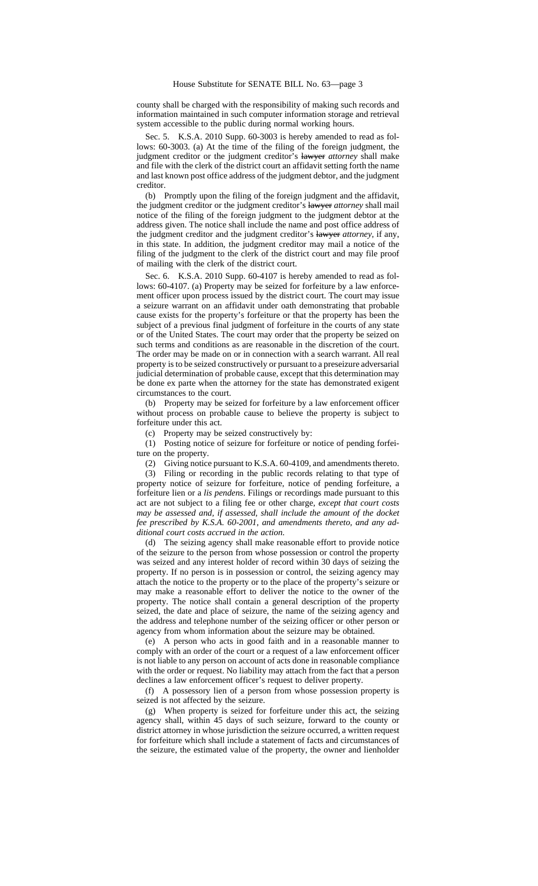county shall be charged with the responsibility of making such records and information maintained in such computer information storage and retrieval system accessible to the public during normal working hours.

Sec. 5. K.S.A. 2010 Supp. 60-3003 is hereby amended to read as follows: 60-3003. (a) At the time of the filing of the foreign judgment, the judgment creditor or the judgment creditor's ~~lawyer~~ *attorney* shall make and file with the clerk of the district court an affidavit setting forth the name and last known post office address of the judgment debtor, and the judgment creditor.

(b) Promptly upon the filing of the foreign judgment and the affidavit, the judgment creditor or the judgment creditor's ~~lawyer~~ *attorney* shall mail notice of the filing of the foreign judgment to the judgment debtor at the address given. The notice shall include the name and post office address of the judgment creditor and the judgment creditor's ~~lawyer~~ *attorney*, if any, in this state. In addition, the judgment creditor may mail a notice of the filing of the judgment to the clerk of the district court and may file proof of mailing with the clerk of the district court.

Sec. 6. K.S.A. 2010 Supp. 60-4107 is hereby amended to read as follows: 60-4107. (a) Property may be seized for forfeiture by a law enforcement officer upon process issued by the district court. The court may issue a seizure warrant on an affidavit under oath demonstrating that probable cause exists for the property's forfeiture or that the property has been the subject of a previous final judgment of forfeiture in the courts of any state or of the United States. The court may order that the property be seized on such terms and conditions as are reasonable in the discretion of the court. The order may be made on or in connection with a search warrant. All real property is to be seized constructively or pursuant to a preseizure adversarial judicial determination of probable cause, except that this determination may be done ex parte when the attorney for the state has demonstrated exigent circumstances to the court.

(b) Property may be seized for forfeiture by a law enforcement officer without process on probable cause to believe the property is subject to forfeiture under this act.

(c) Property may be seized constructively by:

(1) Posting notice of seizure for forfeiture or notice of pending forfeiture on the property.

(2) Giving notice pursuant to K.S.A. 60-4109, and amendments thereto.

(3) Filing or recording in the public records relating to that type of property notice of seizure for forfeiture, notice of pending forfeiture, a forfeiture lien or a *lis pendens*. Filings or recordings made pursuant to this act are not subject to a filing fee or other charge*, except that court costs may be assessed and, if assessed, shall include the amount of the docket fee prescribed by K.S.A. 60-2001, and amendments thereto, and any additional court costs accrued in the action*.

(d) The seizing agency shall make reasonable effort to provide notice of the seizure to the person from whose possession or control the property was seized and any interest holder of record within 30 days of seizing the property. If no person is in possession or control, the seizing agency may attach the notice to the property or to the place of the property's seizure or may make a reasonable effort to deliver the notice to the owner of the property. The notice shall contain a general description of the property seized, the date and place of seizure, the name of the seizing agency and the address and telephone number of the seizing officer or other person or agency from whom information about the seizure may be obtained.

(e) A person who acts in good faith and in a reasonable manner to comply with an order of the court or a request of a law enforcement officer is not liable to any person on account of acts done in reasonable compliance with the order or request. No liability may attach from the fact that a person declines a law enforcement officer's request to deliver property.

(f) A possessory lien of a person from whose possession property is seized is not affected by the seizure.

(g) When property is seized for forfeiture under this act, the seizing agency shall, within 45 days of such seizure, forward to the county or district attorney in whose jurisdiction the seizure occurred, a written request for forfeiture which shall include a statement of facts and circumstances of the seizure, the estimated value of the property, the owner and lienholder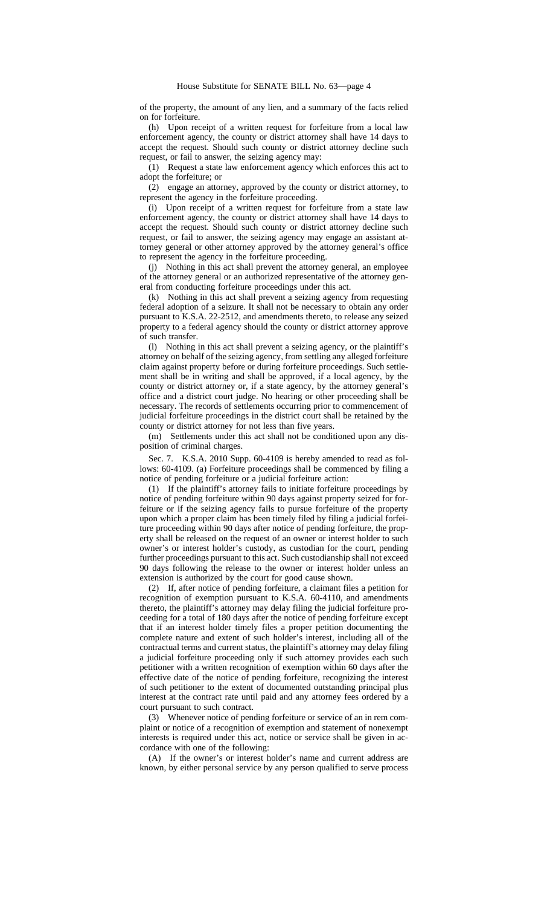of the property, the amount of any lien, and a summary of the facts relied on for forfeiture.

(h) Upon receipt of a written request for forfeiture from a local law enforcement agency, the county or district attorney shall have 14 days to accept the request. Should such county or district attorney decline such request, or fail to answer, the seizing agency may:

(1) Request a state law enforcement agency which enforces this act to adopt the forfeiture; or

(2) engage an attorney, approved by the county or district attorney, to represent the agency in the forfeiture proceeding.

(i) Upon receipt of a written request for forfeiture from a state law enforcement agency, the county or district attorney shall have 14 days to accept the request. Should such county or district attorney decline such request, or fail to answer, the seizing agency may engage an assistant attorney general or other attorney approved by the attorney general's office to represent the agency in the forfeiture proceeding.

(j) Nothing in this act shall prevent the attorney general, an employee of the attorney general or an authorized representative of the attorney general from conducting forfeiture proceedings under this act.

(k) Nothing in this act shall prevent a seizing agency from requesting federal adoption of a seizure. It shall not be necessary to obtain any order pursuant to K.S.A. 22-2512, and amendments thereto, to release any seized property to a federal agency should the county or district attorney approve of such transfer.

(l) Nothing in this act shall prevent a seizing agency, or the plaintiff's attorney on behalf of the seizing agency, from settling any alleged forfeiture claim against property before or during forfeiture proceedings. Such settlement shall be in writing and shall be approved, if a local agency, by the county or district attorney or, if a state agency, by the attorney general's office and a district court judge. No hearing or other proceeding shall be necessary. The records of settlements occurring prior to commencement of judicial forfeiture proceedings in the district court shall be retained by the county or district attorney for not less than five years.

(m) Settlements under this act shall not be conditioned upon any disposition of criminal charges.

Sec. 7. K.S.A. 2010 Supp. 60-4109 is hereby amended to read as follows: 60-4109. (a) Forfeiture proceedings shall be commenced by filing a notice of pending forfeiture or a judicial forfeiture action:

(1) If the plaintiff's attorney fails to initiate forfeiture proceedings by notice of pending forfeiture within 90 days against property seized for forfeiture or if the seizing agency fails to pursue forfeiture of the property upon which a proper claim has been timely filed by filing a judicial forfeiture proceeding within 90 days after notice of pending forfeiture, the property shall be released on the request of an owner or interest holder to such owner's or interest holder's custody, as custodian for the court, pending further proceedings pursuant to this act. Such custodianship shall not exceed 90 days following the release to the owner or interest holder unless an extension is authorized by the court for good cause shown.

(2) If, after notice of pending forfeiture, a claimant files a petition for recognition of exemption pursuant to K.S.A. 60-4110, and amendments thereto, the plaintiff's attorney may delay filing the judicial forfeiture proceeding for a total of 180 days after the notice of pending forfeiture except that if an interest holder timely files a proper petition documenting the complete nature and extent of such holder's interest, including all of the contractual terms and current status, the plaintiff's attorney may delay filing a judicial forfeiture proceeding only if such attorney provides each such petitioner with a written recognition of exemption within 60 days after the effective date of the notice of pending forfeiture, recognizing the interest of such petitioner to the extent of documented outstanding principal plus interest at the contract rate until paid and any attorney fees ordered by a court pursuant to such contract.

(3) Whenever notice of pending forfeiture or service of an in rem complaint or notice of a recognition of exemption and statement of nonexempt interests is required under this act, notice or service shall be given in accordance with one of the following:

(A) If the owner's or interest holder's name and current address are known, by either personal service by any person qualified to serve process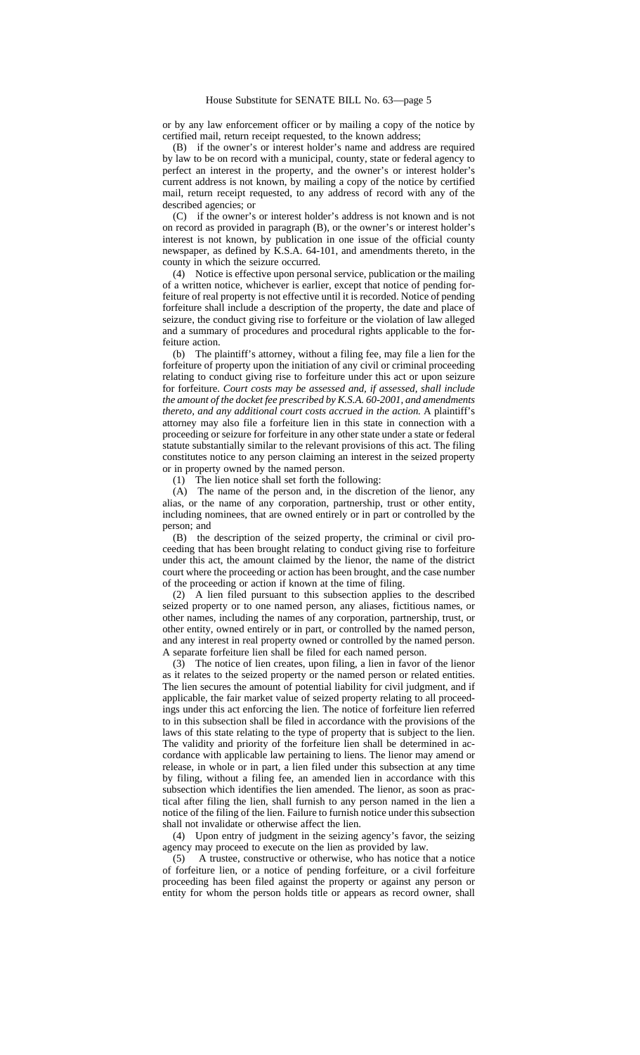or by any law enforcement officer or by mailing a copy of the notice by certified mail, return receipt requested, to the known address;

(B) if the owner's or interest holder's name and address are required by law to be on record with a municipal, county, state or federal agency to perfect an interest in the property, and the owner's or interest holder's current address is not known, by mailing a copy of the notice by certified mail, return receipt requested, to any address of record with any of the described agencies; or

(C) if the owner's or interest holder's address is not known and is not on record as provided in paragraph (B), or the owner's or interest holder's interest is not known, by publication in one issue of the official county newspaper, as defined by K.S.A. 64-101, and amendments thereto, in the county in which the seizure occurred.

(4) Notice is effective upon personal service, publication or the mailing of a written notice, whichever is earlier, except that notice of pending forfeiture of real property is not effective until it is recorded. Notice of pending forfeiture shall include a description of the property, the date and place of seizure, the conduct giving rise to forfeiture or the violation of law alleged and a summary of procedures and procedural rights applicable to the forfeiture action.

(b) The plaintiff's attorney, without a filing fee, may file a lien for the forfeiture of property upon the initiation of any civil or criminal proceeding relating to conduct giving rise to forfeiture under this act or upon seizure for forfeiture. *Court costs may be assessed and, if assessed, shall include the amount of the docket fee prescribed by K.S.A. 60-2001, and amendments thereto, and any additional court costs accrued in the action.* A plaintiff's attorney may also file a forfeiture lien in this state in connection with a proceeding or seizure for forfeiture in any other state under a state or federal statute substantially similar to the relevant provisions of this act. The filing constitutes notice to any person claiming an interest in the seized property or in property owned by the named person.

(1) The lien notice shall set forth the following:

(A) The name of the person and, in the discretion of the lienor, any alias, or the name of any corporation, partnership, trust or other entity, including nominees, that are owned entirely or in part or controlled by the person; and

(B) the description of the seized property, the criminal or civil proceeding that has been brought relating to conduct giving rise to forfeiture under this act, the amount claimed by the lienor, the name of the district court where the proceeding or action has been brought, and the case number of the proceeding or action if known at the time of filing.

(2) A lien filed pursuant to this subsection applies to the described seized property or to one named person, any aliases, fictitious names, or other names, including the names of any corporation, partnership, trust, or other entity, owned entirely or in part, or controlled by the named person, and any interest in real property owned or controlled by the named person. A separate forfeiture lien shall be filed for each named person.

(3) The notice of lien creates, upon filing, a lien in favor of the lienor as it relates to the seized property or the named person or related entities. The lien secures the amount of potential liability for civil judgment, and if applicable, the fair market value of seized property relating to all proceedings under this act enforcing the lien. The notice of forfeiture lien referred to in this subsection shall be filed in accordance with the provisions of the laws of this state relating to the type of property that is subject to the lien. The validity and priority of the forfeiture lien shall be determined in accordance with applicable law pertaining to liens. The lienor may amend or release, in whole or in part, a lien filed under this subsection at any time by filing, without a filing fee, an amended lien in accordance with this subsection which identifies the lien amended. The lienor, as soon as practical after filing the lien, shall furnish to any person named in the lien a notice of the filing of the lien. Failure to furnish notice under this subsection shall not invalidate or otherwise affect the lien.

(4) Upon entry of judgment in the seizing agency's favor, the seizing agency may proceed to execute on the lien as provided by law.

(5) A trustee, constructive or otherwise, who has notice that a notice of forfeiture lien, or a notice of pending forfeiture, or a civil forfeiture proceeding has been filed against the property or against any person or entity for whom the person holds title or appears as record owner, shall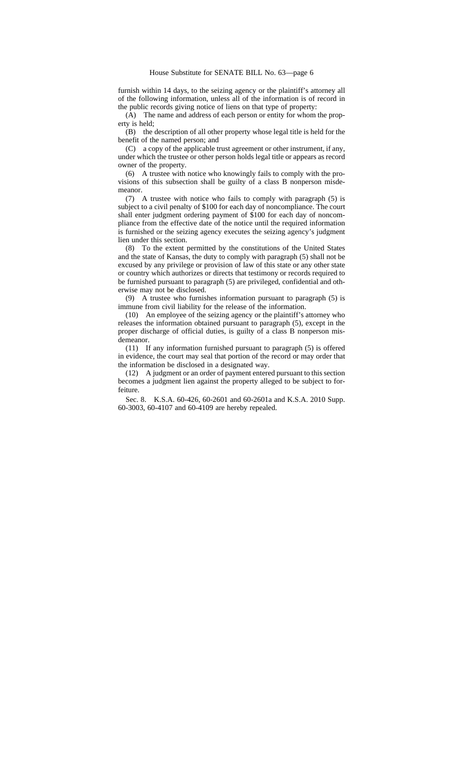furnish within 14 days, to the seizing agency or the plaintiff's attorney all of the following information, unless all of the information is of record in the public records giving notice of liens on that type of property:

(A) The name and address of each person or entity for whom the property is held;

(B) the description of all other property whose legal title is held for the benefit of the named person; and

(C) a copy of the applicable trust agreement or other instrument, if any, under which the trustee or other person holds legal title or appears as record owner of the property.

(6) A trustee with notice who knowingly fails to comply with the provisions of this subsection shall be guilty of a class B nonperson misdemeanor.

(7) A trustee with notice who fails to comply with paragraph (5) is subject to a civil penalty of $100 for each day of noncompliance. The court shall enter judgment ordering payment of $100 for each day of noncompliance from the effective date of the notice until the required information is furnished or the seizing agency executes the seizing agency's judgment lien under this section.

(8) To the extent permitted by the constitutions of the United States and the state of Kansas, the duty to comply with paragraph (5) shall not be excused by any privilege or provision of law of this state or any other state or country which authorizes or directs that testimony or records required to be furnished pursuant to paragraph (5) are privileged, confidential and otherwise may not be disclosed.

(9) A trustee who furnishes information pursuant to paragraph (5) is immune from civil liability for the release of the information.

(10) An employee of the seizing agency or the plaintiff's attorney who releases the information obtained pursuant to paragraph (5), except in the proper discharge of official duties, is guilty of a class B nonperson misdemeanor.

(11) If any information furnished pursuant to paragraph (5) is offered in evidence, the court may seal that portion of the record or may order that the information be disclosed in a designated way.

(12) A judgment or an order of payment entered pursuant to this section becomes a judgment lien against the property alleged to be subject to forfeiture.

Sec. 8. K.S.A. 60-426, 60-2601 and 60-2601a and K.S.A. 2010 Supp. 60-3003, 60-4107 and 60-4109 are hereby repealed.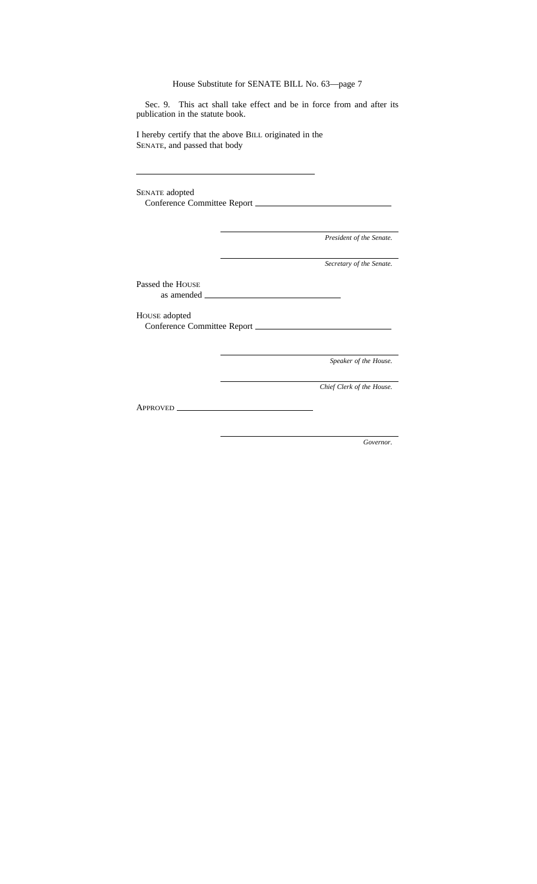Sec. 9. This act shall take effect and be in force from and after its publication in the statute book.

I hereby certify that the above BILL originated in the SENATE, and passed that body

\_\_\_\_\_\_\_\_\_\_\_\_\_\_\_\_\_\_\_\_\_\_\_\_\_\_\_\_\_\_\_\_\_\_\_\_\_\_\_\_

SENATE adopted
Conference Committee Report \_\_\_\_\_\_\_\_\_\_\_\_\_\_\_\_\_\_\_\_\_\_\_\_\_\_\_\_\_\_

\_\_\_\_\_\_\_\_\_\_\_\_\_\_\_\_\_\_\_\_\_\_\_\_\_\_\_\_\_\_\_\_\_\_\_\_\_\_\_\_
*President of the Senate.*

\_\_\_\_\_\_\_\_\_\_\_\_\_\_\_\_\_\_\_\_\_\_\_\_\_\_\_\_\_\_\_\_\_\_\_\_\_\_\_\_
*Secretary of the Senate.*

Passed the HOUSE
as amended \_\_\_\_\_\_\_\_\_\_\_\_\_\_\_\_\_\_\_\_\_\_\_\_\_\_\_\_\_\_

HOUSE adopted
Conference Committee Report \_\_\_\_\_\_\_\_\_\_\_\_\_\_\_\_\_\_\_\_\_\_\_\_\_\_\_\_\_\_

\_\_\_\_\_\_\_\_\_\_\_\_\_\_\_\_\_\_\_\_\_\_\_\_\_\_\_\_\_\_\_\_\_\_\_\_\_\_\_\_
*Speaker of the House.*

\_\_\_\_\_\_\_\_\_\_\_\_\_\_\_\_\_\_\_\_\_\_\_\_\_\_\_\_\_\_\_\_\_\_\_\_\_\_\_\_
*Chief Clerk of the House.*

APPROVED \_\_\_\_\_\_\_\_\_\_\_\_\_\_\_\_\_\_\_\_\_\_\_\_\_\_\_\_\_\_

\_\_\_\_\_\_\_\_\_\_\_\_\_\_\_\_\_\_\_\_\_\_\_\_\_\_\_\_\_\_\_\_\_\_\_\_\_\_\_\_
*Governor.*